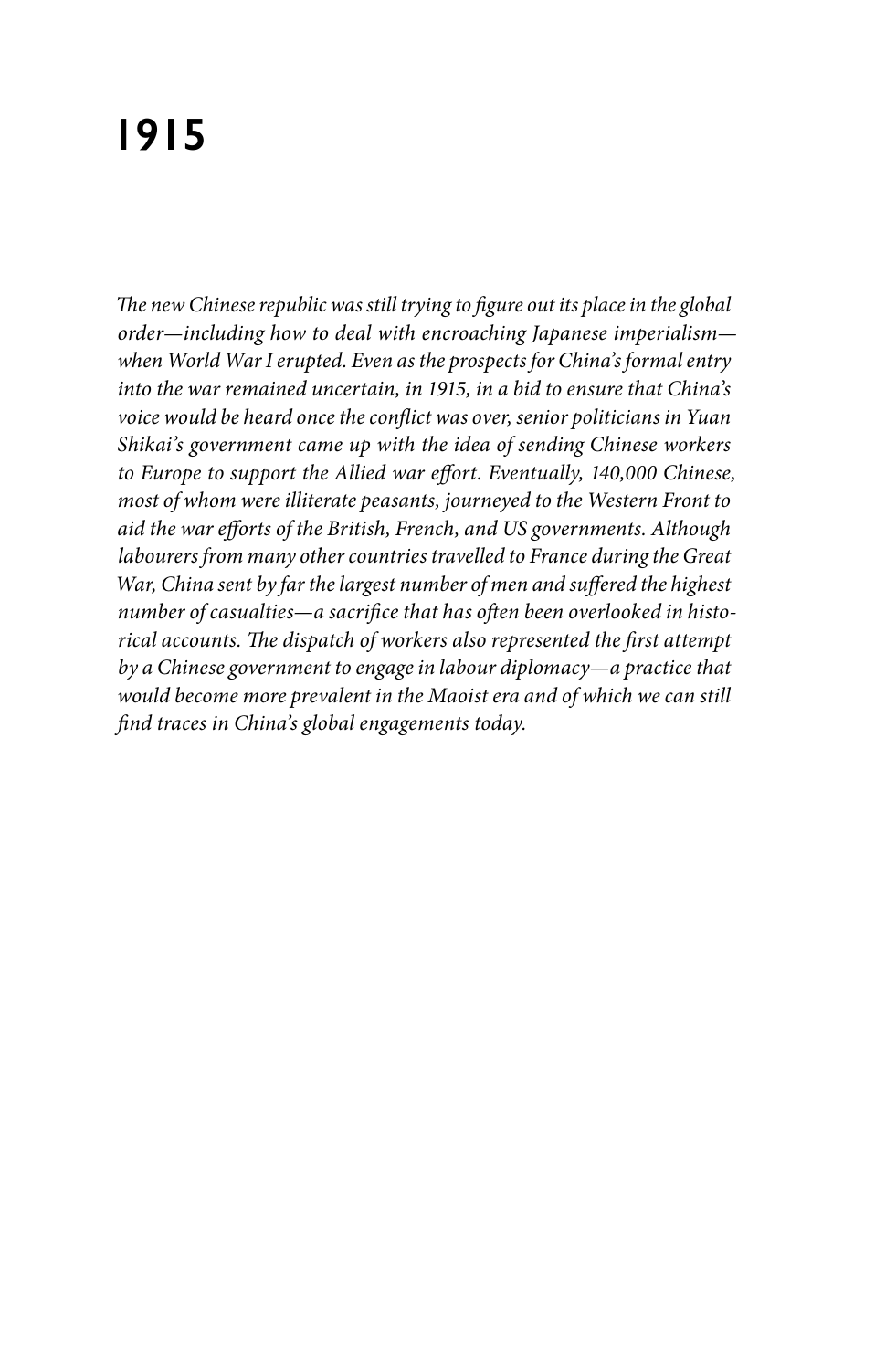# 1915

*The new Chinese republic was still trying to figure out its place in the global order—including how to deal with encroaching Japanese imperialism—when World War I erupted. Even as the prospects for China's formal entry into the war remained uncertain, in 1915, in a bid to ensure that China's voice would be heard once the conflict was over, senior politicians in Yuan Shikai's government came up with the idea of sending Chinese workers to Europe to support the Allied war effort. Eventually, 140,000 Chinese, most of whom were illiterate peasants, journeyed to the Western Front to aid the war efforts of the British, French, and US governments. Although labourers from many other countries travelled to France during the Great War, China sent by far the largest number of men and suffered the highest number of casualties—a sacrifice that has often been overlooked in historical accounts. The dispatch of workers also represented the first attempt by a Chinese government to engage in labour diplomacy—a practice that would become more prevalent in the Maoist era and of which we can still find traces in China's global engagements today.*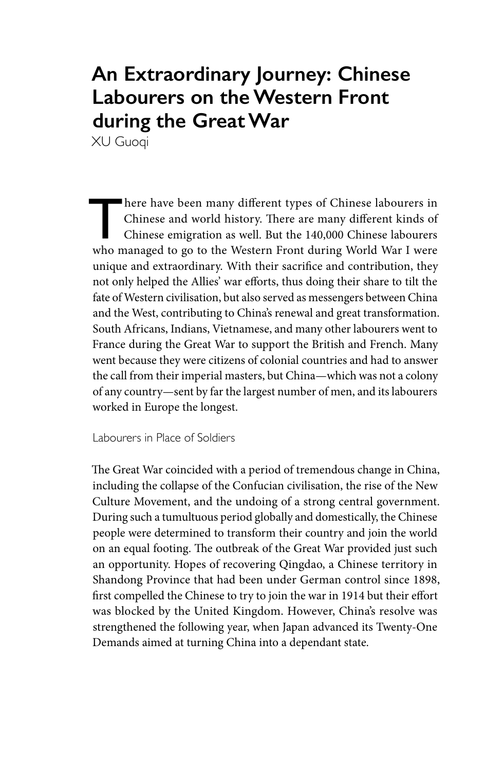# An Extraordinary Journey: Chinese Labourers on the Western Front during the Great War

XU Guoqi

There have been many different types of Chinese labourers in Chinese and world history. There are many different kinds of Chinese emigration as well. But the 140,000 Chinese labourers who managed to go to the Western Front during World War I were unique and extraordinary. With their sacrifice and contribution, they not only helped the Allies' war efforts, thus doing their share to tilt the fate of Western civilisation, but also served as messengers between China and the West, contributing to China's renewal and great transformation. South Africans, Indians, Vietnamese, and many other labourers went to France during the Great War to support the British and French. Many went because they were citizens of colonial countries and had to answer the call from their imperial masters, but China—which was not a colony of any country—sent by far the largest number of men, and its labourers worked in Europe the longest.

## Labourers in Place of Soldiers

The Great War coincided with a period of tremendous change in China, including the collapse of the Confucian civilisation, the rise of the New Culture Movement, and the undoing of a strong central government. During such a tumultuous period globally and domestically, the Chinese people were determined to transform their country and join the world on an equal footing. The outbreak of the Great War provided just such an opportunity. Hopes of recovering Qingdao, a Chinese territory in Shandong Province that had been under German control since 1898, first compelled the Chinese to try to join the war in 1914 but their effort was blocked by the United Kingdom. However, China's resolve was strengthened the following year, when Japan advanced its Twenty-One Demands aimed at turning China into a dependant state.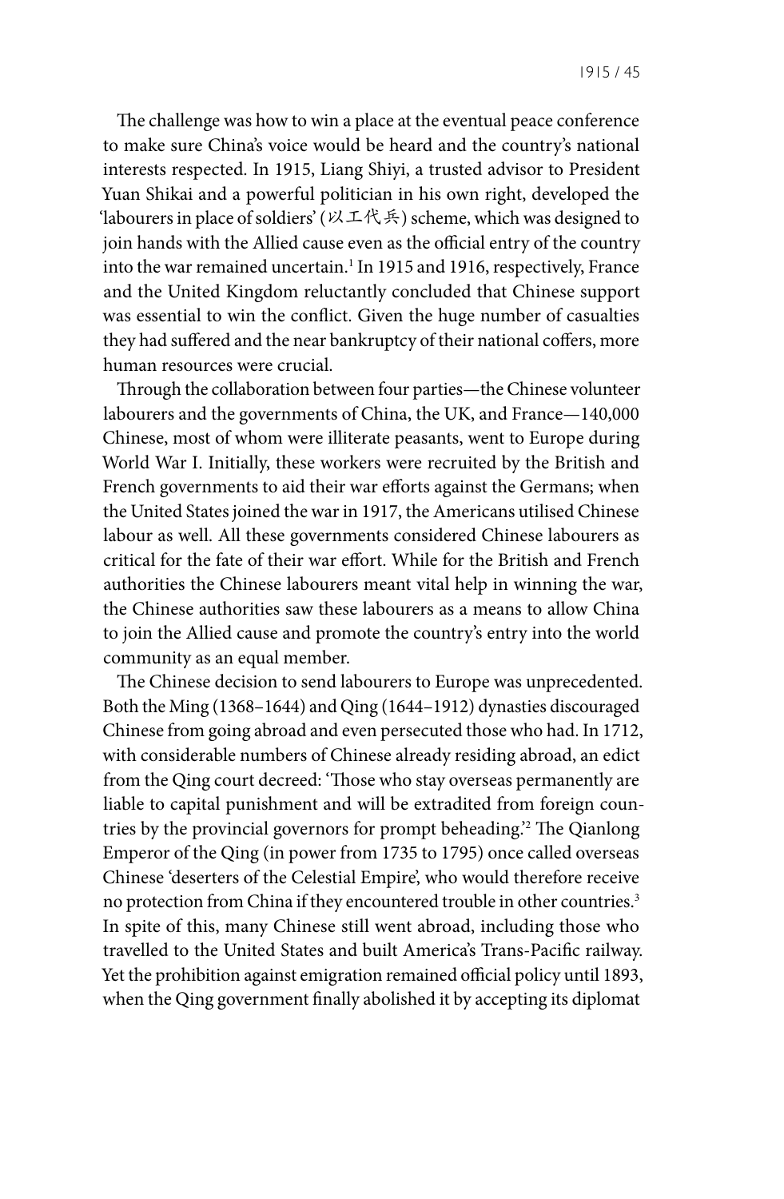The challenge was how to win a place at the eventual peace conference to make sure China's voice would be heard and the country's national interests respected. In 1915, Liang Shiyi, a trusted advisor to President Yuan Shikai and a powerful politician in his own right, developed the 'labourers in place of soldiers' (以工代兵) scheme, which was designed to join hands with the Allied cause even as the official entry of the country into the war remained uncertain.[1] In 1915 and 1916, respectively, France and the United Kingdom reluctantly concluded that Chinese support was essential to win the conflict. Given the huge number of casualties they had suffered and the near bankruptcy of their national coffers, more human resources were crucial.

Through the collaboration between four parties—the Chinese volunteer labourers and the governments of China, the UK, and France—140,000 Chinese, most of whom were illiterate peasants, went to Europe during World War I. Initially, these workers were recruited by the British and French governments to aid their war efforts against the Germans; when the United States joined the war in 1917, the Americans utilised Chinese labour as well. All these governments considered Chinese labourers as critical for the fate of their war effort. While for the British and French authorities the Chinese labourers meant vital help in winning the war, the Chinese authorities saw these labourers as a means to allow China to join the Allied cause and promote the country's entry into the world community as an equal member.

The Chinese decision to send labourers to Europe was unprecedented. Both the Ming (1368–1644) and Qing (1644–1912) dynasties discouraged Chinese from going abroad and even persecuted those who had. In 1712, with considerable numbers of Chinese already residing abroad, an edict from the Qing court decreed: 'Those who stay overseas permanently are liable to capital punishment and will be extradited from foreign countries by the provincial governors for prompt beheading.'[2] The Qianlong Emperor of the Qing (in power from 1735 to 1795) once called overseas Chinese 'deserters of the Celestial Empire', who would therefore receive no protection from China if they encountered trouble in other countries.[3] In spite of this, many Chinese still went abroad, including those who travelled to the United States and built America's Trans-Pacific railway. Yet the prohibition against emigration remained official policy until 1893, when the Qing government finally abolished it by accepting its diplomat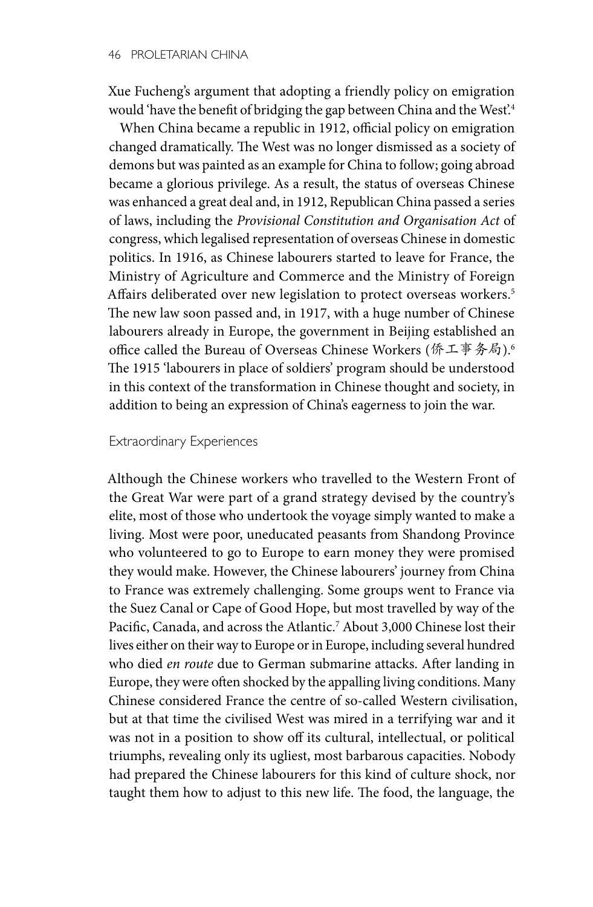Xue Fucheng's argument that adopting a friendly policy on emigration would 'have the benefit of bridging the gap between China and the West'.[4]

When China became a republic in 1912, official policy on emigration changed dramatically. The West was no longer dismissed as a society of demons but was painted as an example for China to follow; going abroad became a glorious privilege. As a result, the status of overseas Chinese was enhanced a great deal and, in 1912, Republican China passed a series of laws, including the *Provisional Constitution and Organisation Act* of congress, which legalised representation of overseas Chinese in domestic politics. In 1916, as Chinese labourers started to leave for France, the Ministry of Agriculture and Commerce and the Ministry of Foreign Affairs deliberated over new legislation to protect overseas workers.[5] The new law soon passed and, in 1917, with a huge number of Chinese labourers already in Europe, the government in Beijing established an office called the Bureau of Overseas Chinese Workers (侨工事务局).[6] The 1915 'labourers in place of soldiers' program should be understood in this context of the transformation in Chinese thought and society, in addition to being an expression of China's eagerness to join the war.

## Extraordinary Experiences

Although the Chinese workers who travelled to the Western Front of the Great War were part of a grand strategy devised by the country's elite, most of those who undertook the voyage simply wanted to make a living. Most were poor, uneducated peasants from Shandong Province who volunteered to go to Europe to earn money they were promised they would make. However, the Chinese labourers' journey from China to France was extremely challenging. Some groups went to France via the Suez Canal or Cape of Good Hope, but most travelled by way of the Pacific, Canada, and across the Atlantic.[7] About 3,000 Chinese lost their lives either on their way to Europe or in Europe, including several hundred who died *en route* due to German submarine attacks. After landing in Europe, they were often shocked by the appalling living conditions. Many Chinese considered France the centre of so-called Western civilisation, but at that time the civilised West was mired in a terrifying war and it was not in a position to show off its cultural, intellectual, or political triumphs, revealing only its ugliest, most barbarous capacities. Nobody had prepared the Chinese labourers for this kind of culture shock, nor taught them how to adjust to this new life. The food, the language, the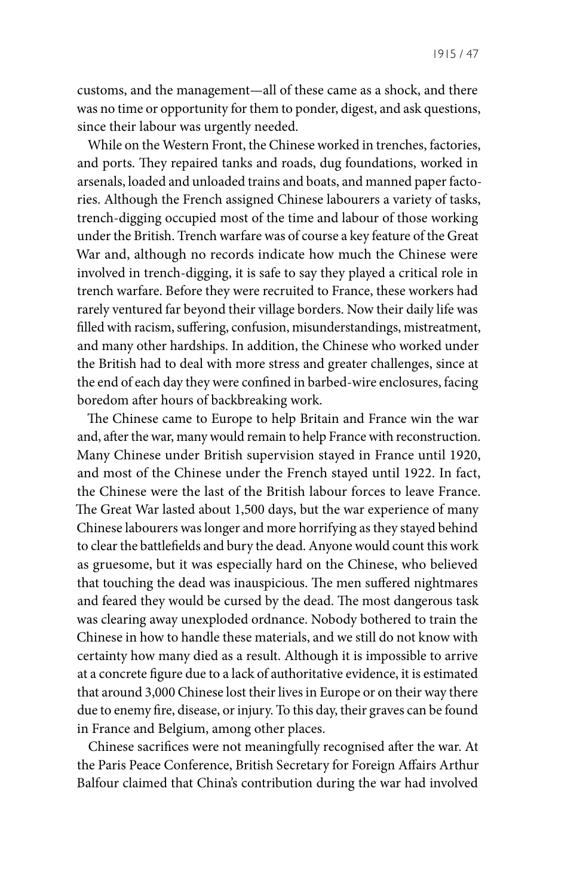customs, and the management—all of these came as a shock, and there was no time or opportunity for them to ponder, digest, and ask questions, since their labour was urgently needed.

While on the Western Front, the Chinese worked in trenches, factories, and ports. They repaired tanks and roads, dug foundations, worked in arsenals, loaded and unloaded trains and boats, and manned paper factories. Although the French assigned Chinese labourers a variety of tasks, trench-digging occupied most of the time and labour of those working under the British. Trench warfare was of course a key feature of the Great War and, although no records indicate how much the Chinese were involved in trench-digging, it is safe to say they played a critical role in trench warfare. Before they were recruited to France, these workers had rarely ventured far beyond their village borders. Now their daily life was filled with racism, suffering, confusion, misunderstandings, mistreatment, and many other hardships. In addition, the Chinese who worked under the British had to deal with more stress and greater challenges, since at the end of each day they were confined in barbed-wire enclosures, facing boredom after hours of backbreaking work.

The Chinese came to Europe to help Britain and France win the war and, after the war, many would remain to help France with reconstruction. Many Chinese under British supervision stayed in France until 1920, and most of the Chinese under the French stayed until 1922. In fact, the Chinese were the last of the British labour forces to leave France. The Great War lasted about 1,500 days, but the war experience of many Chinese labourers was longer and more horrifying as they stayed behind to clear the battlefields and bury the dead. Anyone would count this work as gruesome, but it was especially hard on the Chinese, who believed that touching the dead was inauspicious. The men suffered nightmares and feared they would be cursed by the dead. The most dangerous task was clearing away unexploded ordnance. Nobody bothered to train the Chinese in how to handle these materials, and we still do not know with certainty how many died as a result. Although it is impossible to arrive at a concrete figure due to a lack of authoritative evidence, it is estimated that around 3,000 Chinese lost their lives in Europe or on their way there due to enemy fire, disease, or injury. To this day, their graves can be found in France and Belgium, among other places.

Chinese sacrifices were not meaningfully recognised after the war. At the Paris Peace Conference, British Secretary for Foreign Affairs Arthur Balfour claimed that China's contribution during the war had involved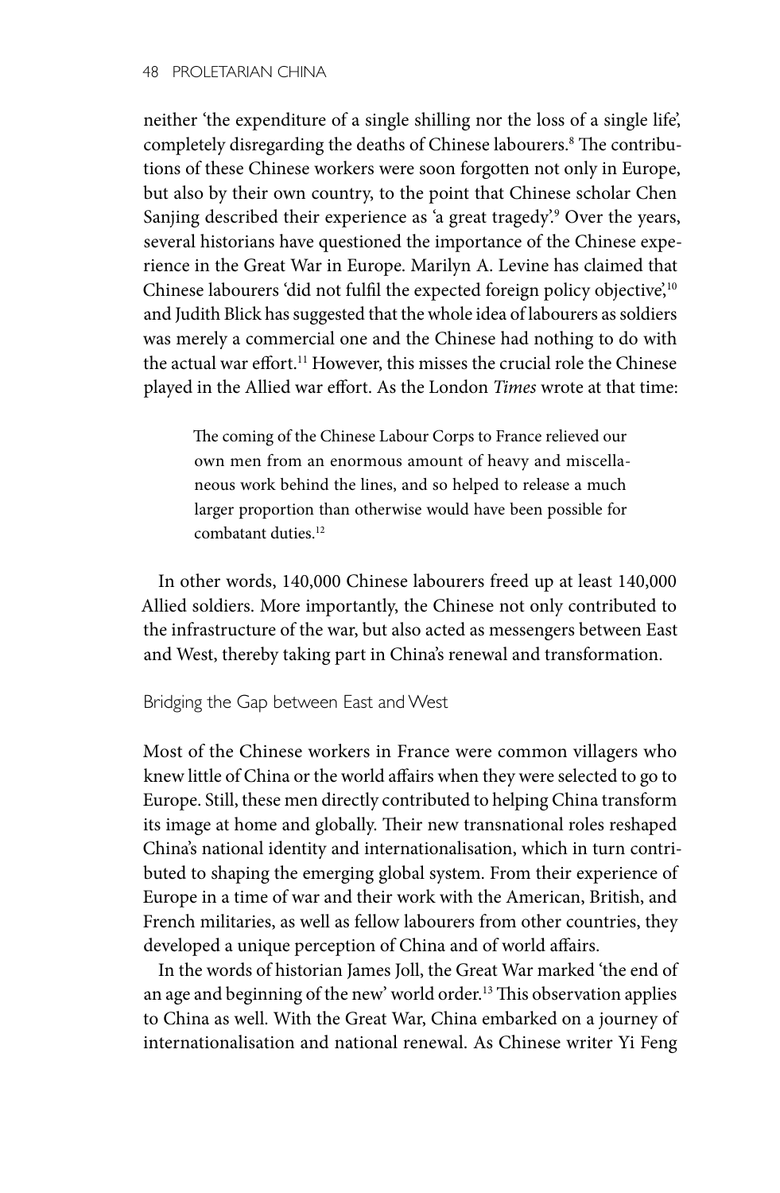neither 'the expenditure of a single shilling nor the loss of a single life', completely disregarding the deaths of Chinese labourers.[8] The contributions of these Chinese workers were soon forgotten not only in Europe, but also by their own country, to the point that Chinese scholar Chen Sanjing described their experience as 'a great tragedy'.[9] Over the years, several historians have questioned the importance of the Chinese experience in the Great War in Europe. Marilyn A. Levine has claimed that Chinese labourers 'did not fulfil the expected foreign policy objective',[10] and Judith Blick has suggested that the whole idea of labourers as soldiers was merely a commercial one and the Chinese had nothing to do with the actual war effort.[11] However, this misses the crucial role the Chinese played in the Allied war effort. As the London *Times* wrote at that time:

> The coming of the Chinese Labour Corps to France relieved our own men from an enormous amount of heavy and miscellaneous work behind the lines, and so helped to release a much larger proportion than otherwise would have been possible for combatant duties.[12]

In other words, 140,000 Chinese labourers freed up at least 140,000 Allied soldiers. More importantly, the Chinese not only contributed to the infrastructure of the war, but also acted as messengers between East and West, thereby taking part in China's renewal and transformation.

## Bridging the Gap between East and West

Most of the Chinese workers in France were common villagers who knew little of China or the world affairs when they were selected to go to Europe. Still, these men directly contributed to helping China transform its image at home and globally. Their new transnational roles reshaped China's national identity and internationalisation, which in turn contributed to shaping the emerging global system. From their experience of Europe in a time of war and their work with the American, British, and French militaries, as well as fellow labourers from other countries, they developed a unique perception of China and of world affairs.

In the words of historian James Joll, the Great War marked 'the end of an age and beginning of the new' world order.[13] This observation applies to China as well. With the Great War, China embarked on a journey of internationalisation and national renewal. As Chinese writer Yi Feng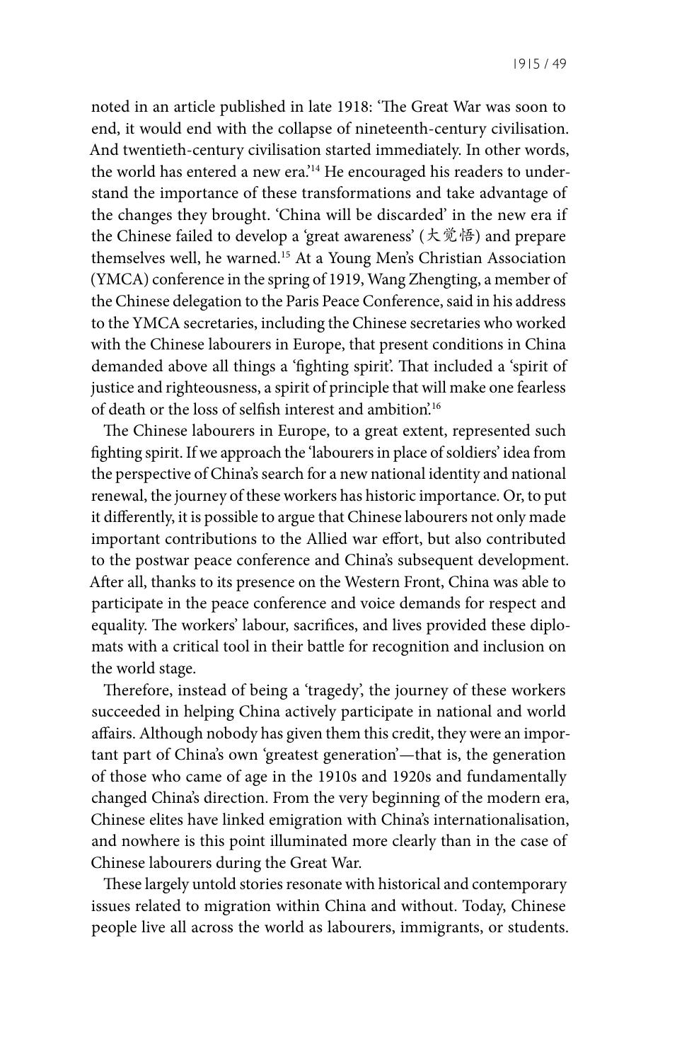noted in an article published in late 1918: 'The Great War was soon to end, it would end with the collapse of nineteenth-century civilisation. And twentieth-century civilisation started immediately. In other words, the world has entered a new era.'[14] He encouraged his readers to understand the importance of these transformations and take advantage of the changes they brought. 'China will be discarded' in the new era if the Chinese failed to develop a 'great awareness' (大觉悟) and prepare themselves well, he warned.[15] At a Young Men's Christian Association (YMCA) conference in the spring of 1919, Wang Zhengting, a member of the Chinese delegation to the Paris Peace Conference, said in his address to the YMCA secretaries, including the Chinese secretaries who worked with the Chinese labourers in Europe, that present conditions in China demanded above all things a 'fighting spirit'. That included a 'spirit of justice and righteousness, a spirit of principle that will make one fearless of death or the loss of selfish interest and ambition'.[16]

The Chinese labourers in Europe, to a great extent, represented such fighting spirit. If we approach the 'labourers in place of soldiers' idea from the perspective of China's search for a new national identity and national renewal, the journey of these workers has historic importance. Or, to put it differently, it is possible to argue that Chinese labourers not only made important contributions to the Allied war effort, but also contributed to the postwar peace conference and China's subsequent development. After all, thanks to its presence on the Western Front, China was able to participate in the peace conference and voice demands for respect and equality. The workers' labour, sacrifices, and lives provided these diplomats with a critical tool in their battle for recognition and inclusion on the world stage.

Therefore, instead of being a 'tragedy', the journey of these workers succeeded in helping China actively participate in national and world affairs. Although nobody has given them this credit, they were an important part of China's own 'greatest generation'—that is, the generation of those who came of age in the 1910s and 1920s and fundamentally changed China's direction. From the very beginning of the modern era, Chinese elites have linked emigration with China's internationalisation, and nowhere is this point illuminated more clearly than in the case of Chinese labourers during the Great War.

These largely untold stories resonate with historical and contemporary issues related to migration within China and without. Today, Chinese people live all across the world as labourers, immigrants, or students.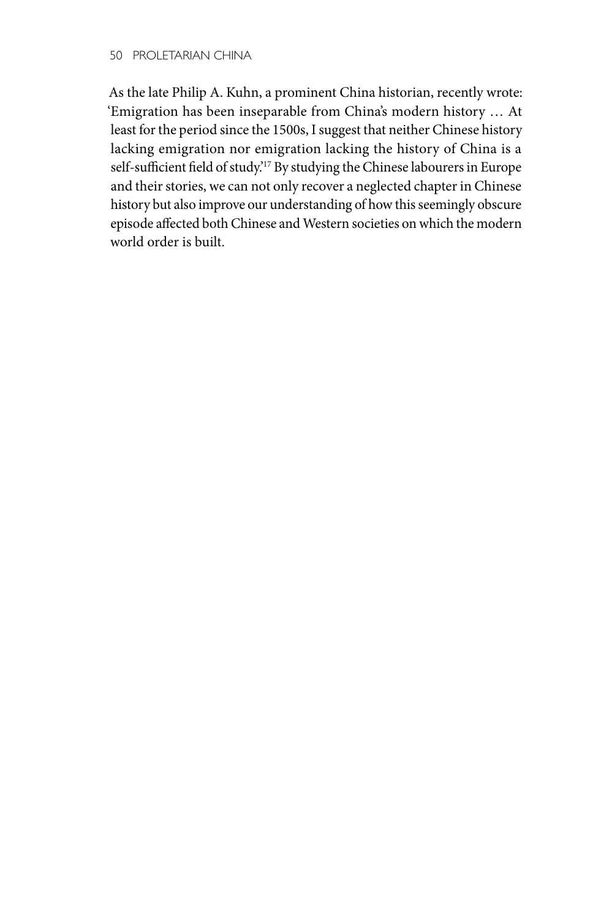As the late Philip A. Kuhn, a prominent China historian, recently wrote: 'Emigration has been inseparable from China's modern history … At least for the period since the 1500s, I suggest that neither Chinese history lacking emigration nor emigration lacking the history of China is a self-sufficient field of study.'[17] By studying the Chinese labourers in Europe and their stories, we can not only recover a neglected chapter in Chinese history but also improve our understanding of how this seemingly obscure episode affected both Chinese and Western societies on which the modern world order is built.